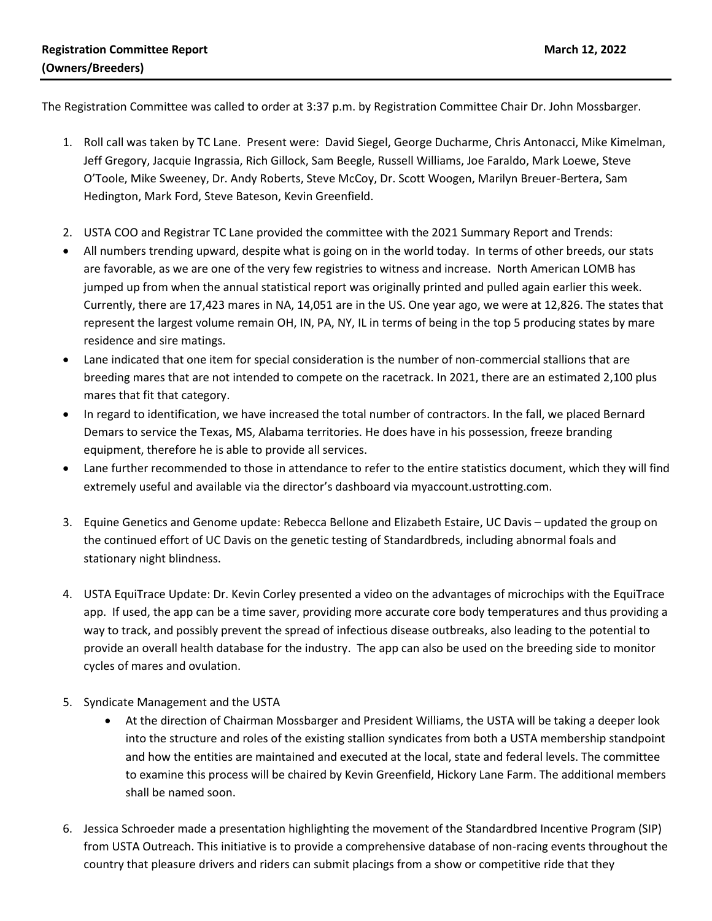**Registration Committee Report**
**(Owners/Breeders)**

**March 12, 2022**

The Registration Committee was called to order at 3:37 p.m. by Registration Committee Chair Dr. John Mossbarger.

1. Roll call was taken by TC Lane. Present were: David Siegel, George Ducharme, Chris Antonacci, Mike Kimelman, Jeff Gregory, Jacquie Ingrassia, Rich Gillock, Sam Beegle, Russell Williams, Joe Faraldo, Mark Loewe, Steve O'Toole, Mike Sweeney, Dr. Andy Roberts, Steve McCoy, Dr. Scott Woogen, Marilyn Breuer-Bertera, Sam Hedington, Mark Ford, Steve Bateson, Kevin Greenfield.

2. USTA COO and Registrar TC Lane provided the committee with the 2021 Summary Report and Trends:

- All numbers trending upward, despite what is going on in the world today. In terms of other breeds, our stats are favorable, as we are one of the very few registries to witness and increase. North American LOMB has jumped up from when the annual statistical report was originally printed and pulled again earlier this week. Currently, there are 17,423 mares in NA, 14,051 are in the US. One year ago, we were at 12,826. The states that represent the largest volume remain OH, IN, PA, NY, IL in terms of being in the top 5 producing states by mare residence and sire matings.
- Lane indicated that one item for special consideration is the number of non-commercial stallions that are breeding mares that are not intended to compete on the racetrack. In 2021, there are an estimated 2,100 plus mares that fit that category.
- In regard to identification, we have increased the total number of contractors. In the fall, we placed Bernard Demars to service the Texas, MS, Alabama territories. He does have in his possession, freeze branding equipment, therefore he is able to provide all services.
- Lane further recommended to those in attendance to refer to the entire statistics document, which they will find extremely useful and available via the director's dashboard via myaccount.ustrotting.com.

3. Equine Genetics and Genome update: Rebecca Bellone and Elizabeth Estaire, UC Davis – updated the group on the continued effort of UC Davis on the genetic testing of Standardbreds, including abnormal foals and stationary night blindness.

4. USTA EquiTrace Update: Dr. Kevin Corley presented a video on the advantages of microchips with the EquiTrace app. If used, the app can be a time saver, providing more accurate core body temperatures and thus providing a way to track, and possibly prevent the spread of infectious disease outbreaks, also leading to the potential to provide an overall health database for the industry. The app can also be used on the breeding side to monitor cycles of mares and ovulation.

5. Syndicate Management and the USTA
   - At the direction of Chairman Mossbarger and President Williams, the USTA will be taking a deeper look into the structure and roles of the existing stallion syndicates from both a USTA membership standpoint and how the entities are maintained and executed at the local, state and federal levels. The committee to examine this process will be chaired by Kevin Greenfield, Hickory Lane Farm. The additional members shall be named soon.

6. Jessica Schroeder made a presentation highlighting the movement of the Standardbred Incentive Program (SIP) from USTA Outreach. This initiative is to provide a comprehensive database of non-racing events throughout the country that pleasure drivers and riders can submit placings from a show or competitive ride that they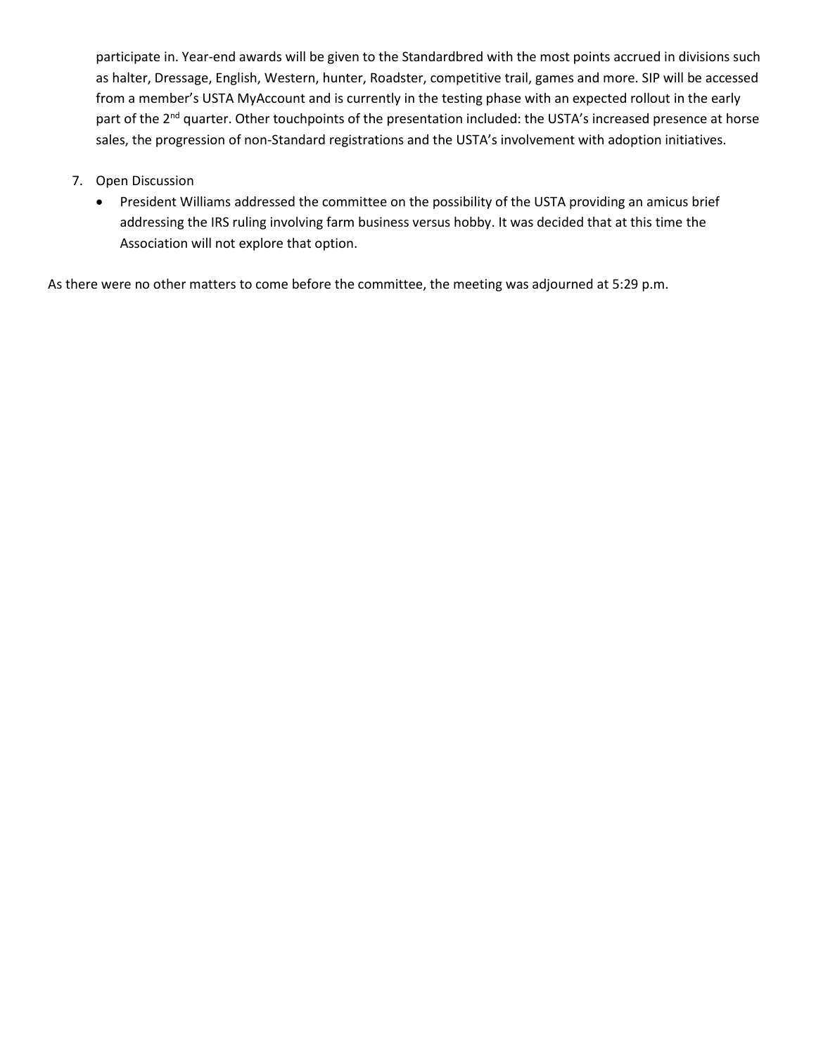participate in. Year-end awards will be given to the Standardbred with the most points accrued in divisions such as halter, Dressage, English, Western, hunter, Roadster, competitive trail, games and more. SIP will be accessed from a member's USTA MyAccount and is currently in the testing phase with an expected rollout in the early part of the 2nd quarter. Other touchpoints of the presentation included: the USTA's increased presence at horse sales, the progression of non-Standard registrations and the USTA's involvement with adoption initiatives.

7. Open Discussion
   - President Williams addressed the committee on the possibility of the USTA providing an amicus brief addressing the IRS ruling involving farm business versus hobby. It was decided that at this time the Association will not explore that option.

As there were no other matters to come before the committee, the meeting was adjourned at 5:29 p.m.